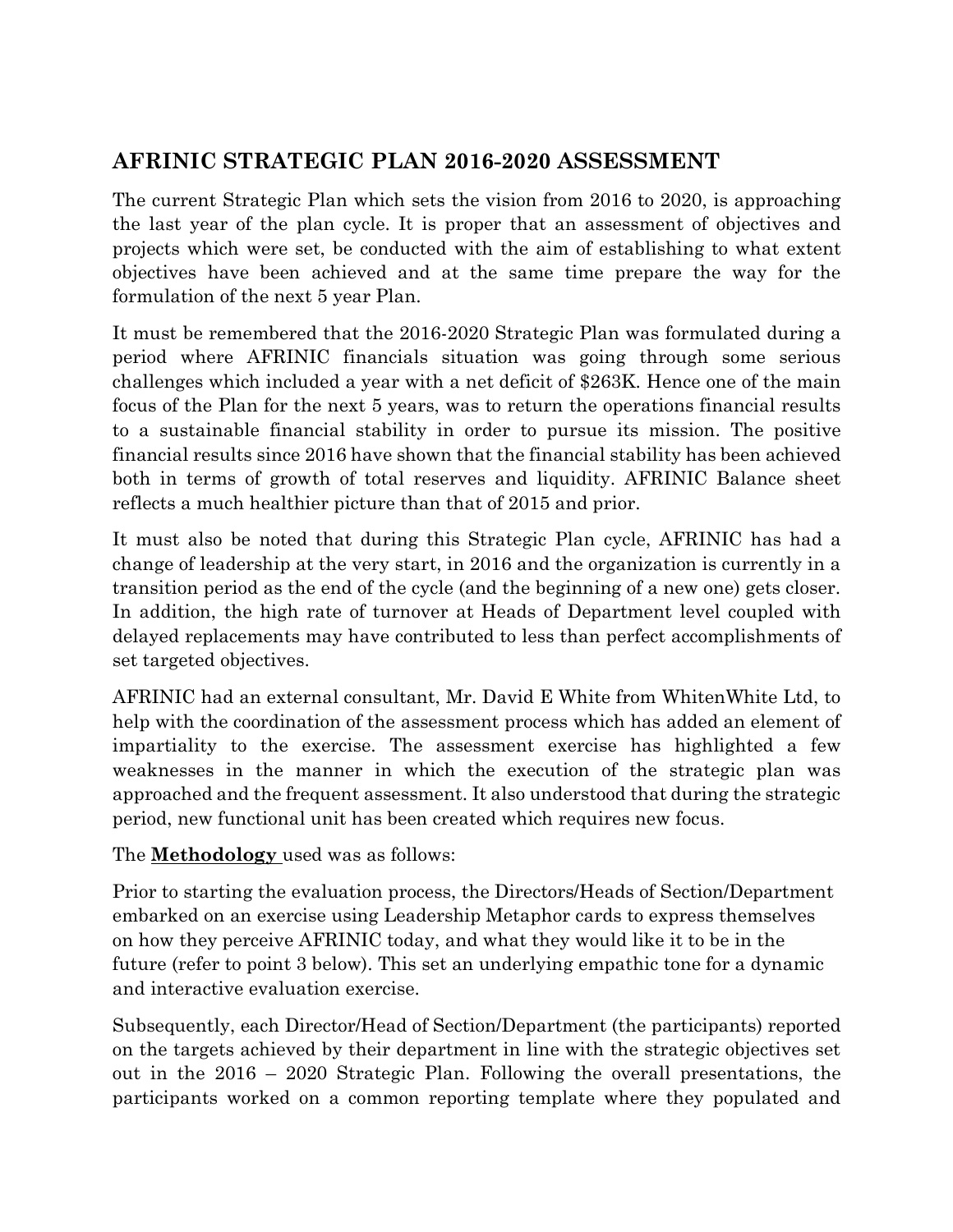## AFRINIC STRATEGIC PLAN 2016-2020 ASSESSMENT

The current Strategic Plan which sets the vision from 2016 to 2020, is approaching the last year of the plan cycle. It is proper that an assessment of objectives and projects which were set, be conducted with the aim of establishing to what extent objectives have been achieved and at the same time prepare the way for the formulation of the next 5 year Plan.

It must be remembered that the 2016-2020 Strategic Plan was formulated during a period where AFRINIC financials situation was going through some serious challenges which included a year with a net deficit of $263K. Hence one of the main focus of the Plan for the next 5 years, was to return the operations financial results to a sustainable financial stability in order to pursue its mission. The positive financial results since 2016 have shown that the financial stability has been achieved both in terms of growth of total reserves and liquidity. AFRINIC Balance sheet reflects a much healthier picture than that of 2015 and prior.

It must also be noted that during this Strategic Plan cycle, AFRINIC has had a change of leadership at the very start, in 2016 and the organization is currently in a transition period as the end of the cycle (and the beginning of a new one) gets closer. In addition, the high rate of turnover at Heads of Department level coupled with delayed replacements may have contributed to less than perfect accomplishments of set targeted objectives.

AFRINIC had an external consultant, Mr. David E White from WhitenWhite Ltd, to help with the coordination of the assessment process which has added an element of impartiality to the exercise. The assessment exercise has highlighted a few weaknesses in the manner in which the execution of the strategic plan was approached and the frequent assessment. It also understood that during the strategic period, new functional unit has been created which requires new focus.

The **Methodology** used was as follows:

Prior to starting the evaluation process, the Directors/Heads of Section/Department embarked on an exercise using Leadership Metaphor cards to express themselves on how they perceive AFRINIC today, and what they would like it to be in the future (refer to point 3 below). This set an underlying empathic tone for a dynamic and interactive evaluation exercise.

Subsequently, each Director/Head of Section/Department (the participants) reported on the targets achieved by their department in line with the strategic objectives set out in the 2016 – 2020 Strategic Plan. Following the overall presentations, the participants worked on a common reporting template where they populated and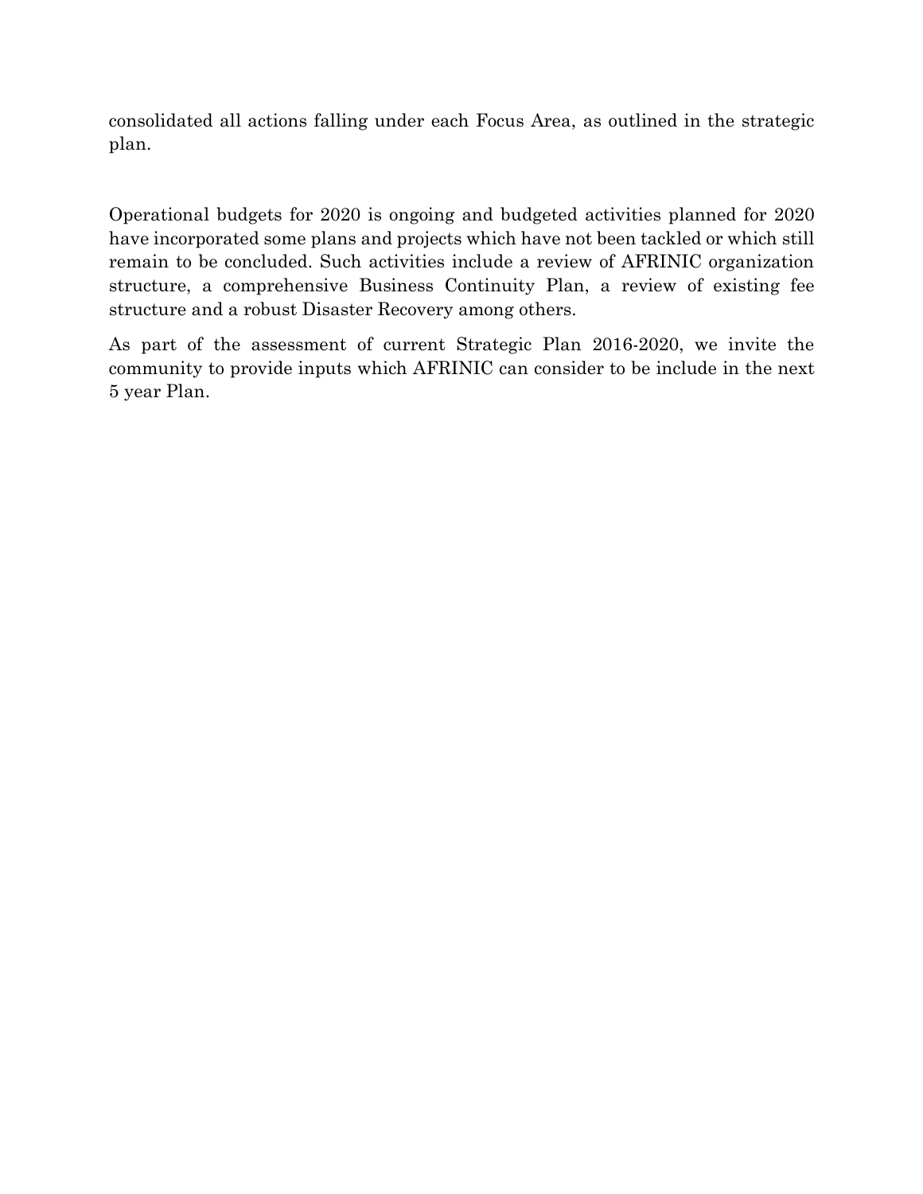consolidated all actions falling under each Focus Area, as outlined in the strategic plan.

Operational budgets for 2020 is ongoing and budgeted activities planned for 2020 have incorporated some plans and projects which have not been tackled or which still remain to be concluded. Such activities include a review of AFRINIC organization structure, a comprehensive Business Continuity Plan, a review of existing fee structure and a robust Disaster Recovery among others.

As part of the assessment of current Strategic Plan 2016-2020, we invite the community to provide inputs which AFRINIC can consider to be include in the next 5 year Plan.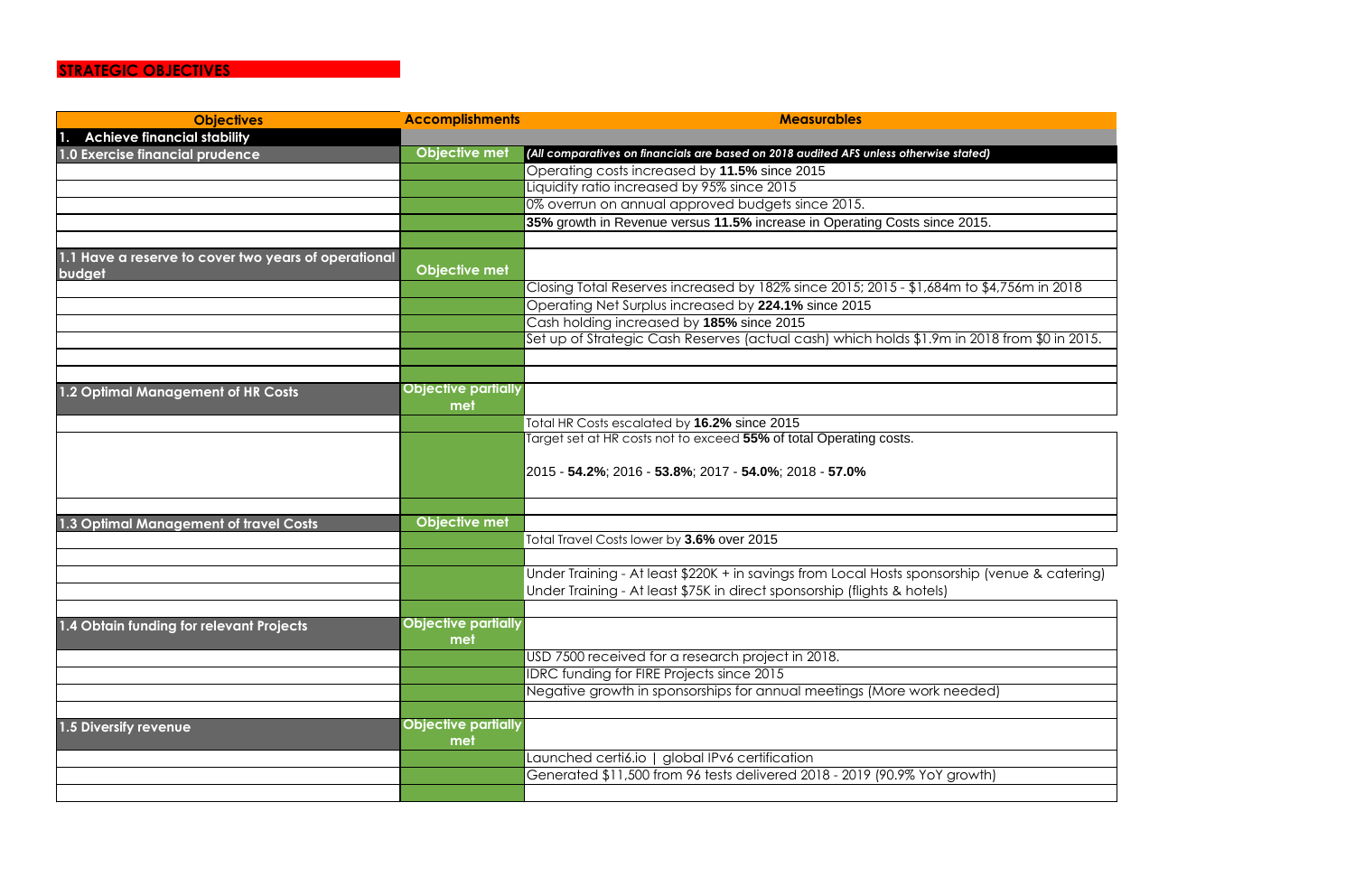## STRATEGIC OBJECTIVES

| Objectives | Accomplishments | Measurables |
|---|---|---|
| **1. Achieve financial stability** | | |
| **1.0 Exercise financial prudence** | **Objective met** | ***(All comparatives on financials are based on 2018 audited AFS unless otherwise stated)*** |
| | | Operating costs increased by **11.5%** since 2015 |
| | | Liquidity ratio increased by 95% since 2015 |
| | | 0% overrun on annual approved budgets since 2015. |
| | | **35%** growth in Revenue versus **11.5%** increase in Operating Costs since 2015. |
| | | |
| **1.1 Have a reserve to cover two years of operational budget** | **Objective met** | |
| | | Closing Total Reserves increased by 182% since 2015; 2015 - $1,684m to $4,756m in 2018 |
| | | Operating Net Surplus increased by **224.1%** since 2015 |
| | | Cash holding increased by **185%** since 2015 |
| | | Set up of Strategic Cash Reserves (actual cash) which holds $1.9m in 2018 from $0 in 2015. |
| | | |
| | | |
| **1.2 Optimal Management of HR Costs** | **Objective partially met** | |
| | | Total HR Costs escalated by **16.2%** since 2015 |
| | | Target set at HR costs not to exceed **55%** of total Operating costs.<br><br>2015 - **54.2%**; 2016 - **53.8%**; 2017 - **54.0%**; 2018 - **57.0%** |
| | | |
| **1.3 Optimal Management of travel Costs** | **Objective met** | |
| | | Total Travel Costs lower by **3.6%** over 2015 |
| | | |
| | | Under Training - At least $220K + in savings from Local Hosts sponsorship (venue & catering) |
| | | Under Training - At least $75K in direct sponsorship (flights & hotels) |
| | | |
| **1.4 Obtain funding for relevant Projects** | **Objective partially met** | |
| | | USD 7500 received for a research project in 2018. |
| | | IDRC funding for FIRE Projects since 2015 |
| | | Negative growth in sponsorships for annual meetings (More work needed) |
| | | |
| **1.5 Diversify revenue** | **Objective partially met** | |
| | | Launched certi6.io \| global IPv6 certification |
| | | Generated $11,500 from 96 tests delivered 2018 - 2019 (90.9% YoY growth) |
| | | |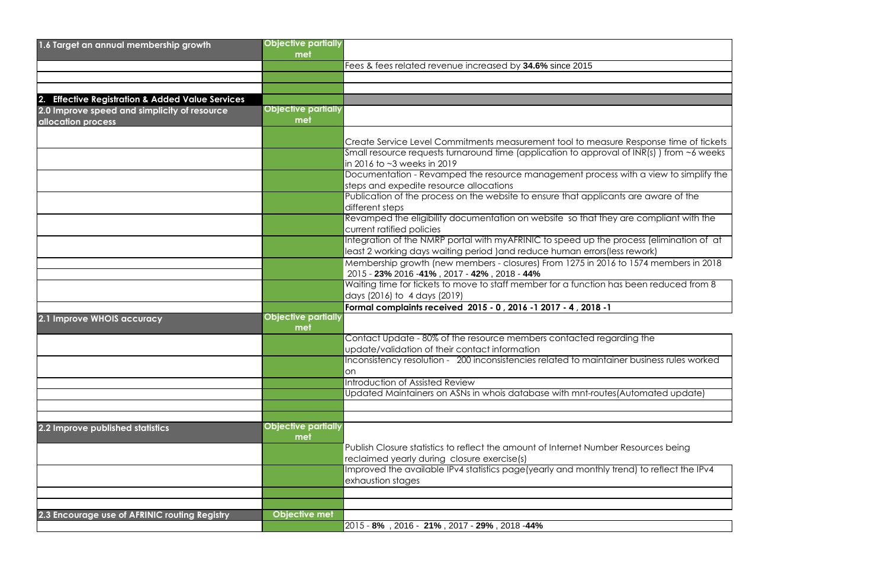| 1.6 Target an annual membership growth | Objective partially met | |
|---|---|---|
| | | Fees & fees related revenue increased by **34.6%** since 2015 |
| | | |
| | | |
| **2. Effective Registration & Added Value Services** | | |
| **2.0 Improve speed and simplicity of resource allocation process** | Objective partially met | |
| | | Create Service Level Commitments measurement tool to measure Response time of tickets |
| | | Small resource requests turnaround time (application to approval of INR(s) ) from ~6 weeks in 2016 to ~3 weeks in 2019 |
| | | Documentation - Revamped the resource management process with a view to simplify the steps and expedite resource allocations |
| | | Publication of the process on the website to ensure that applicants are aware of the different steps |
| | | Revamped the eligibility documentation on website so that they are compliant with the current ratified policies |
| | | Integration of the NMRP portal with myAFRINIC to speed up the process (elimination of at least 2 working days waiting period )and reduce human errors(less rework) |
| | | Membership growth (new members - closures) From 1275 in 2016 to 1574 members in 2018 |
| | | 2015 - **23%** 2016 -**41%** , 2017 - **42%** , 2018 - **44%** |
| | | Waiting time for tickets to move to staff member for a function has been reduced from 8 days (2016) to 4 days (2019) |
| | | **Formal complaints received 2015 - 0 , 2016 -1 2017 - 4 , 2018 -1** |
| **2.1 Improve WHOIS accuracy** | Objective partially met | |
| | | Contact Update - 80% of the resource members contacted regarding the update/validation of their contact information |
| | | Inconsistency resolution - 200 inconsistencies related to maintainer business rules worked on |
| | | Introduction of Assisted Review |
| | | Updated Maintainers on ASNs in whois database with mnt-routes(Automated update) |
| | | |
| | | |
| **2.2 Improve published statistics** | Objective partially met | |
| | | Publish Closure statistics to reflect the amount of Internet Number Resources being reclaimed yearly during closure exercise(s) |
| | | Improved the available IPv4 statistics page(yearly and monthly trend) to reflect the IPv4 exhaustion stages |
| | | |
| | | |
| **2.3 Encourage use of AFRINIC routing Registry** | Objective met | |
| | | 2015 - **8%** , 2016 - **21%** , 2017 - **29%** , 2018 -**44%** |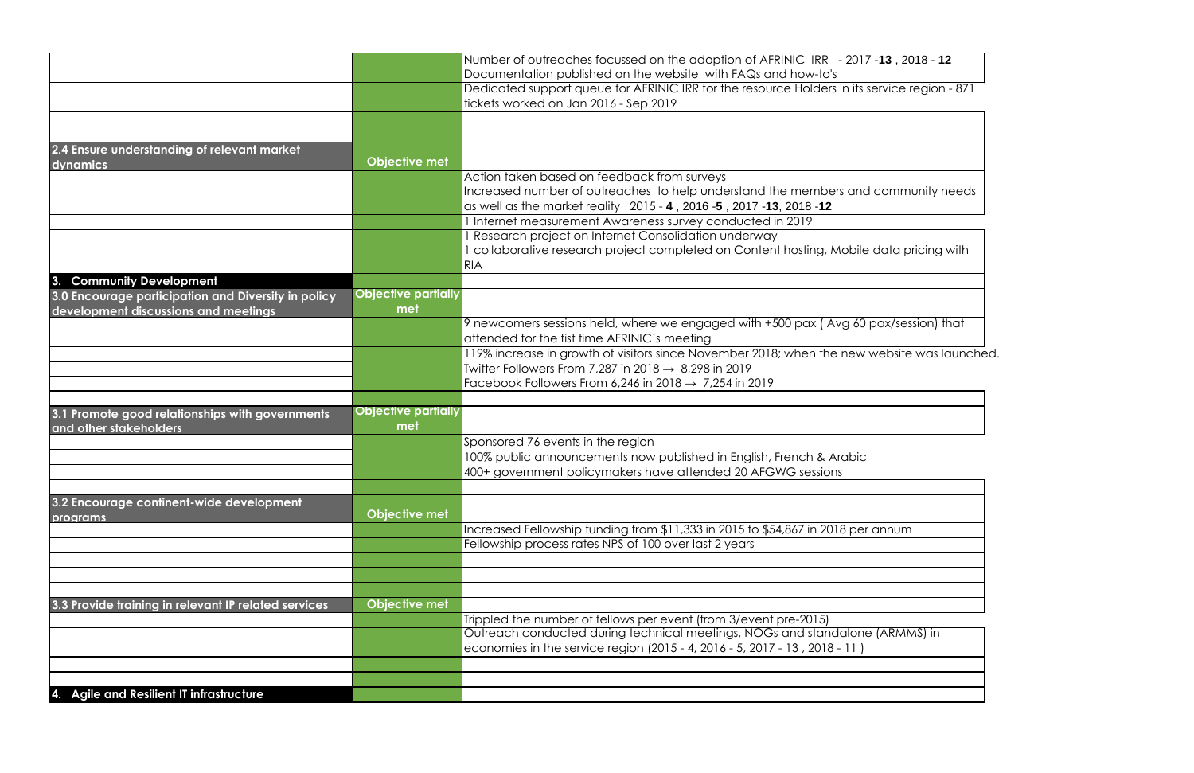| | | |
|---|---|---|
| | | Number of outreaches focussed on the adoption of AFRINIC IRR - 2017 -**13** , 2018 - **12** |
| | | Documentation published on the website with FAQs and how-to's |
| | | Dedicated support queue for AFRINIC IRR for the resource Holders in its service region - 871 tickets worked on Jan 2016 - Sep 2019 |
| | | |
| | | |
| **2.4 Ensure understanding of relevant market dynamics** | **Objective met** | |
| | | Action taken based on feedback from surveys |
| | | Increased number of outreaches to help understand the members and community needs as well as the market reality 2015 - **4** , 2016 -**5** , 2017 -**13**, 2018 -**12** |
| | | 1 Internet measurement Awareness survey conducted in 2019 |
| | | 1 Research project on Internet Consolidation underway |
| | | 1 collaborative research project completed on Content hosting, Mobile data pricing with RIA |
| **3. Community Development** | | |
| **3.0 Encourage participation and Diversity in policy development discussions and meetings** | **Objective partially met** | |
| | | 9 newcomers sessions held, where we engaged with +500 pax ( Avg 60 pax/session) that attended for the fist time AFRINIC's meeting |
| | | 119% increase in growth of visitors since November 2018; when the new website was launched. |
| | | Twitter Followers From 7,287 in 2018 → 8,298 in 2019 |
| | | Facebook Followers From 6,246 in 2018 → 7,254 in 2019 |
| | | |
| **3.1 Promote good relationships with governments and other stakeholders** | **Objective partially met** | |
| | | Sponsored 76 events in the region |
| | | 100% public announcements now published in English, French & Arabic |
| | | 400+ government policymakers have attended 20 AFGWG sessions |
| | | |
| **3.2 Encourage continent-wide development programs** | **Objective met** | |
| | | Increased Fellowship funding from $11,333 in 2015 to $54,867 in 2018 per annum |
| | | Fellowship process rates NPS of 100 over last 2 years |
| | | |
| | | |
| | | |
| **3.3 Provide training in relevant IP related services** | **Objective met** | |
| | | Trippled the number of fellows per event (from 3/event pre-2015) |
| | | Outreach conducted during technical meetings, NOGs and standalone (ARMMS) in economies in the service region (2015 - 4, 2016 - 5, 2017 - 13 , 2018 - 11 ) |
| | | |
| | | |
| **4. Agile and Resilient IT infrastructure** | | |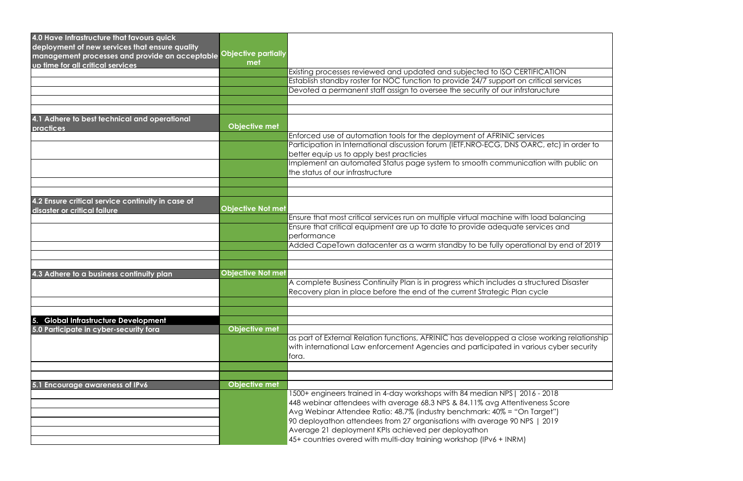| Objective | Status | Details |
|---|---|---|
| **4.0 Have Infrastructure that favours quick deployment of new services that ensure quality management processes and provide an acceptable up time for all critical services** | **Objective partially met** | |
| | | Existing processes reviewed and updated and subjected to ISO CERTIFICATION |
| | | Establish standby roster for NOC function to provide 24/7 support on critical services |
| | | Devoted a permanent staff assign to oversee the security of our infrstaructure |
| | | |
| | | |
| **4.1 Adhere to best technical and operational practices** | **Objective met** | |
| | | Enforced use of automation tools for the deployment of AFRINIC services |
| | | Participation in International discussion forum (IETF,NRO-ECG, DNS OARC, etc) in order to better equip us to apply best practicies |
| | | Implement an automated Status page system to smooth communication with public on the status of our infrastructure |
| | | |
| | | |
| **4.2 Ensure critical service continuity in case of disaster or critical failure** | **Objective Not met** | |
| | | Ensure that most critical services run on multiple virtual machine with load balancing |
| | | Ensure that critical equipment are up to date to provide adequate services and performance |
| | | Added CapeTown datacenter as a warm standby to be fully operational by end of 2019 |
| | | |
| | | |
| **4.3 Adhere to a business continuity plan** | **Objective Not met** | |
| | | A complete Business Continuity Plan is in progress which includes a structured Disaster Recovery plan in place before the end of the current Strategic Plan cycle |
| | | |
| | | |
| **5. Global Infrastructure Development** | | |
| **5.0 Participate in cyber-security fora** | **Objective met** | |
| | | as part of External Relation functions, AFRINIC has developped a close working relationship with international Law enforcement Agencies and participated in various cyber security fora. |
| | | |
| | | |
| **5.1 Encourage awareness of IPv6** | **Objective met** | |
| | | 1500+ engineers trained in 4-day workshops with 84 median NPS \| 2016 - 2018 |
| | | 448 webinar attendees with average 68.3 NPS & 84.11% avg Attentiveness Score |
| | | Avg Webinar Attendee Ratio: 48.7% (industry benchmark: 40% = "On Target") |
| | | 90 deployathon attendees from 27 organisations with average 90 NPS \| 2019 |
| | | Average 21 deployment KPIs achieved per deployathon |
| | | 45+ countries overed with multi-day training workshop (IPv6 + INRM) |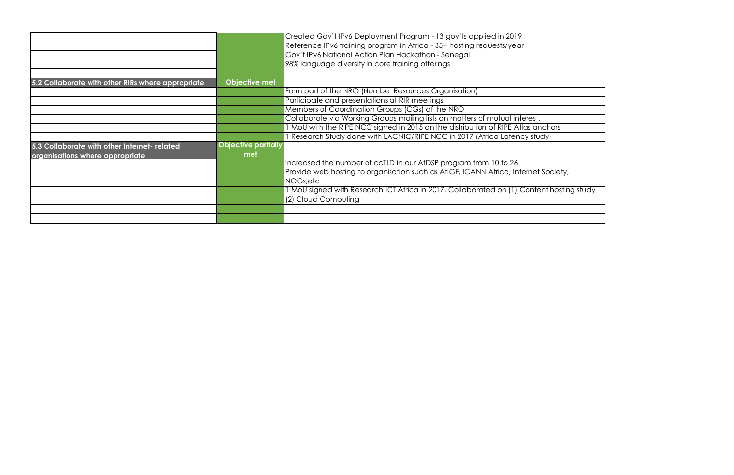| | | |
|---|---|---|
| | | Created Gov't IPv6 Deployment Program - 13 gov'ts applied in 2019 |
| | | Reference IPv6 training program in Africa - 35+ hosting requests/year |
| | | Gov't IPv6 National Action Plan Hackathon - Senegal |
| | | 98% language diversity in core training offerings |
| | | |
| **5.2 Collaborate with other RIRs where appropriate** | **Objective met** | |
| | | Form part of the NRO (Number Resources Organisation) |
| | | Participate and presentations at RIR meetings |
| | | Members of Coordination Groups (CGs) of the NRO |
| | | Collaborate via Working Groups mailing lists on matters of mutual interest. |
| | | 1 MoU with the RIPE NCC signed in 2015 on the distribution of RIPE Atlas anchors |
| | | 1 Research Study done with LACNIC/RIPE NCC in 2017 (Africa Latency study) |
| **5.3 Collaborate with other Internet- related organisations where appropriate** | **Objective partially met** | |
| | | Increased the number of ccTLD in our AfDSP program from 10 to 26 |
| | | Provide web hosting to organisation such as AfIGF, ICANN Africa, Internet Society, NOGs,etc |
| | | 1 MoU signed with Research ICT Africa in 2017. Collaborated on (1) Content hosting study (2) Cloud Computing |
| | | |
| | | |